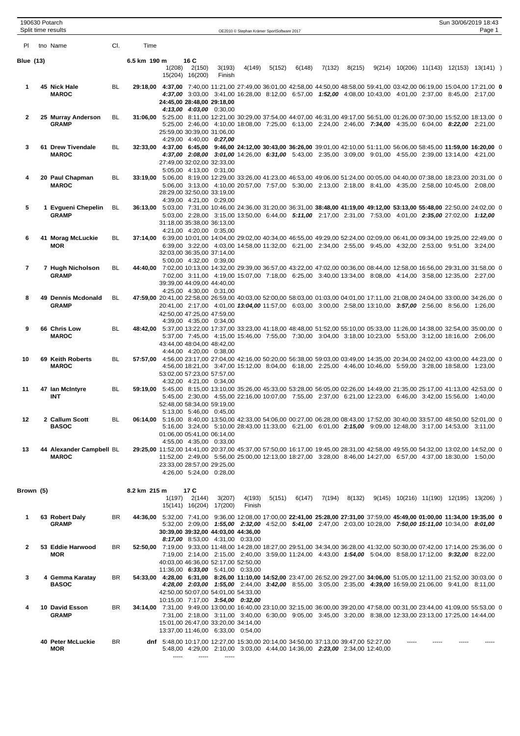190630 Potarch
Split time results

OE2010 © Stephan Krämer SportSoftware 2017

Sun 30/06/2019 18:43

| Pl | tno | Name | Cl. | Time | |
|---|---|---|---|---|---|

## Blue (13)

6.5 km 190 m 16 C

1(208) 2(150) 3(193) 4(149) 5(152) 6(148) 7(132) 8(215) 9(214) 10(206) 11(143) 12(153) 13(141) 15(204) 16(200) Finish

| Pl | tno | Name | Club | Cl. | Time | Splits |
|---|---|---|---|---|---|---|
| 1 | 45 | Nick Hale | MAROC | BL | 29:18,00 | **4:37,00** 7:40,00 11:21,00 27:49,00 36:01,00 42:58,00 44:50,00 48:58,00 59:41,00 03:42,00 06:19,00 15:04,00 17:21,00 24:45,00 28:48,00 29:18,00 / ***4:37,00*** 3:03,00 3:41,00 16:28,00 8:12,00 6:57,00 ***1:52,00*** 4:08,00 10:43,00 4:01,00 2:37,00 8:45,00 2:17,00 ***4:13,00*** ***4:03,00*** 0:30,00 |
| 2 | 25 | Murray Anderson | GRAMP | BL | 31:06,00 | 5:25,00 8:11,00 12:21,00 30:29,00 37:54,00 44:07,00 46:31,00 49:17,00 56:51,00 01:26,00 07:30,00 15:52,00 18:13,00 25:59,00 30:39,00 31:06,00 / 5:25,00 2:46,00 4:10,00 18:08,00 7:25,00 6:13,00 2:24,00 2:46,00 ***7:34,00*** 4:35,00 6:04,00 ***8:22,00*** 2:21,00 4:29,00 4:40,00 ***0:27,00*** |
| 3 | 61 | Drew Tivendale | MAROC | BL | 32:33,00 | **4:37,00** **6:45,00** **9:46,00** **24:12,00** **30:43,00** **36:26,00** 39:01,00 42:10,00 51:11,00 56:06,00 58:45,00 **11:59,00** **16:20,00** 27:49,00 32:02,00 32:33,00 / ***4:37,00*** ***2:08,00*** ***3:01,00*** 14:26,00 ***6:31,00*** 5:43,00 2:35,00 3:09,00 9:01,00 4:55,00 2:39,00 13:14,00 4:21,00 5:05,00 4:13,00 0:31,00 |
| 4 | 20 | Paul Chapman | MAROC | BL | 33:19,00 | 5:06,00 8:19,00 12:29,00 33:26,00 41:23,00 46:53,00 49:06,00 51:24,00 00:05,00 04:40,00 07:38,00 18:23,00 20:31,00 28:29,00 32:50,00 33:19,00 / 5:06,00 3:13,00 4:10,00 20:57,00 7:57,00 5:30,00 2:13,00 2:18,00 8:41,00 4:35,00 2:58,00 10:45,00 2:08,00 4:39,00 4:21,00 0:29,00 |
| 5 | 1 | Evgueni Chepelin | GRAMP | BL | 36:13,00 | 5:03,00 7:31,00 10:46,00 24:36,00 31:20,00 36:31,00 **38:48,00** **41:19,00** **49:12,00** **53:13,00** **55:48,00** 22:50,00 24:02,00 31:18,00 35:38,00 36:13,00 / 5:03,00 2:28,00 3:15,00 13:50,00 6:44,00 ***5:11,00*** 2:17,00 2:31,00 7:53,00 4:01,00 ***2:35,00*** 27:02,00 ***1:12,00*** 4:21,00 4:20,00 0:35,00 |
| 6 | 41 | Morag McLuckie | MOR | BL | 37:14,00 | 6:39,00 10:01,00 14:04,00 29:02,00 40:34,00 46:55,00 49:29,00 52:24,00 02:09,00 06:41,00 09:34,00 19:25,00 22:49,00 32:03,00 36:35,00 37:14,00 / 6:39,00 3:22,00 4:03,00 14:58,00 11:32,00 6:21,00 2:34,00 2:55,00 9:45,00 4:32,00 2:53,00 9:51,00 3:24,00 5:00,00 4:32,00 0:39,00 |
| 7 | 7 | Hugh Nicholson | GRAMP | BL | 44:40,00 | 7:02,00 10:13,00 14:32,00 29:39,00 36:57,00 43:22,00 47:02,00 00:36,00 08:44,00 12:58,00 16:56,00 29:31,00 31:58,00 39:39,00 44:09,00 44:40,00 / 7:02,00 3:11,00 4:19,00 15:07,00 7:18,00 6:25,00 3:40,00 13:34,00 8:08,00 4:14,00 3:58,00 12:35,00 2:27,00 4:25,00 4:30,00 0:31,00 |
| 8 | 49 | Dennis Mcdonald | GRAMP | BL | 47:59,00 | 20:41,00 22:58,00 26:59,00 40:03,00 52:00,00 58:03,00 01:03,00 04:01,00 17:11,00 21:08,00 24:04,00 33:00,00 34:26,00 42:50,00 47:25,00 47:59,00 / 20:41,00 2:17,00 4:01,00 ***13:04,00*** 11:57,00 6:03,00 3:00,00 2:58,00 13:10,00 ***3:57,00*** 2:56,00 8:56,00 1:26,00 4:39,00 4:35,00 0:34,00 |
| 9 | 66 | Chris Low | MAROC | BL | 48:42,00 | 5:37,00 13:22,00 17:37,00 33:23,00 41:18,00 48:48,00 51:52,00 55:10,00 05:33,00 11:26,00 14:38,00 32:54,00 35:00,00 43:44,00 48:04,00 48:42,00 / 5:37,00 7:45,00 4:15,00 15:46,00 7:55,00 7:30,00 3:04,00 3:18,00 10:23,00 5:53,00 3:12,00 18:16,00 2:06,00 4:44,00 4:20,00 0:38,00 |
| 10 | 69 | Keith Roberts | MAROC | BL | 57:57,00 | 4:56,00 23:17,00 27:04,00 42:16,00 50:20,00 56:38,00 59:03,00 03:49,00 14:35,00 20:34,00 24:02,00 43:00,00 44:23,00 53:02,00 57:23,00 57:57,00 / 4:56,00 18:21,00 3:47,00 15:12,00 8:04,00 6:18,00 2:25,00 4:46,00 10:46,00 5:59,00 3:28,00 18:58,00 1:23,00 4:32,00 4:21,00 0:34,00 |
| 11 | 47 | Ian McIntyre | INT | BL | 59:19,00 | 5:45,00 8:15,00 13:10,00 35:26,00 45:33,00 53:28,00 56:05,00 02:26,00 14:49,00 21:35,00 25:17,00 41:13,00 42:53,00 52:48,00 58:34,00 59:19,00 / 5:45,00 2:30,00 4:55,00 22:16,00 10:07,00 7:55,00 2:37,00 6:21,00 12:23,00 6:46,00 3:42,00 15:56,00 1:40,00 5:13,00 5:46,00 0:45,00 |
| 12 | 2 | Callum Scott | BASOC | BL | 06:14,00 | 5:16,00 8:40,00 13:50,00 42:33,00 54:06,00 00:27,00 06:28,00 08:43,00 17:52,00 30:40,00 33:57,00 48:50,00 52:01,00 01:06,00 05:41,00 06:14,00 / 5:16,00 3:24,00 5:10,00 28:43,00 11:33,00 6:21,00 6:01,00 ***2:15,00*** 9:09,00 12:48,00 3:17,00 14:53,00 3:11,00 4:55,00 4:35,00 0:33,00 |
| 13 | 44 | Alexander Campbell | MAROC | BL | 29:25,00 | 11:52,00 14:41,00 20:37,00 45:37,00 57:50,00 16:17,00 19:45,00 28:31,00 42:58,00 49:55,00 54:32,00 13:02,00 14:52,00 23:33,00 28:57,00 29:25,00 / 11:52,00 2:49,00 5:56,00 25:00,00 12:13,00 18:27,00 3:28,00 8:46,00 14:27,00 6:57,00 4:37,00 18:30,00 1:50,00 4:26,00 5:24,00 0:28,00 |

## Brown (5)

8.2 km 215 m 17 C

1(197) 2(144) 3(207) 4(193) 5(151) 6(147) 7(194) 8(132) 9(145) 10(216) 11(190) 12(195) 13(206) 15(141) 16(204) 17(200) Finish

| Pl | tno | Name | Club | Cl. | Time | Splits |
|---|---|---|---|---|---|---|
| 1 | 63 | Robert Daly | GRAMP | BR | 44:36,00 | 5:32,00 7:41,00 9:36,00 12:08,00 17:00,00 **22:41,00** **25:28,00** **27:31,00** 37:59,00 **45:49,00** **01:00,00** **11:34,00** **19:35,00** **30:39,00** **39:32,00** **44:03,00** **44:36,00** / 5:32,00 2:09,00 ***1:55,00*** ***2:32,00*** 4:52,00 ***5:41,00*** 2:47,00 2:03,00 10:28,00 ***7:50,00*** ***15:11,00*** 10:34,00 ***8:01,00*** ***8:17,00*** 8:53,00 4:31,00 0:33,00 |
| 2 | 53 | Eddie Harwood | MOR | BR | 52:50,00 | 7:19,00 9:33,00 11:48,00 14:28,00 18:27,00 29:51,00 34:34,00 36:28,00 41:32,00 50:30,00 07:42,00 17:14,00 25:36,00 40:03,00 46:36,00 52:17,00 52:50,00 / 7:19,00 2:14,00 2:15,00 2:40,00 3:59,00 11:24,00 4:43,00 ***1:54,00*** 5:04,00 8:58,00 17:12,00 ***9:32,00*** 8:22,00 11:36,00 ***6:33,00*** 5:41,00 0:33,00 |
| 3 | 4 | Gemma Karatay | BASOC | BR | 54:33,00 | **4:28,00** **6:31,00** **8:26,00** **11:10,00** **14:52,00** 23:47,00 26:52,00 29:27,00 **34:06,00** 51:05,00 12:11,00 21:52,00 30:03,00 42:50,00 50:07,00 54:01,00 54:33,00 / ***4:28,00*** ***2:03,00*** ***1:55,00*** 2:44,00 ***3:42,00*** 8:55,00 3:05,00 2:35,00 ***4:39,00*** 16:59,00 21:06,00 9:41,00 8:11,00 10:15,00 7:17,00 ***3:54,00*** ***0:32,00*** |
| 4 | 10 | David Esson | GRAMP | BR | 34:14,00 | 7:31,00 9:49,00 13:00,00 16:40,00 23:10,00 32:15,00 36:00,00 39:20,00 47:58,00 00:31,00 23:44,00 41:09,00 55:53,00 15:01,00 26:47,00 33:20,00 34:14,00 / 7:31,00 2:18,00 3:11,00 3:40,00 6:30,00 9:05,00 3:45,00 3:20,00 8:38,00 12:33,00 23:13,00 17:25,00 14:44,00 13:37,00 11:46,00 6:33,00 0:54,00 |
| | 40 | Peter McLuckie | MOR | BR | dnf | 5:48,00 10:17,00 12:27,00 15:30,00 20:14,00 34:50,00 37:13,00 39:47,00 52:27,00 ----- ----- ----- ----- ----- ----- ----- / 5:48,00 4:29,00 2:10,00 3:03,00 4:44,00 14:36,00 ***2:23,00*** 2:34,00 12:40,00 |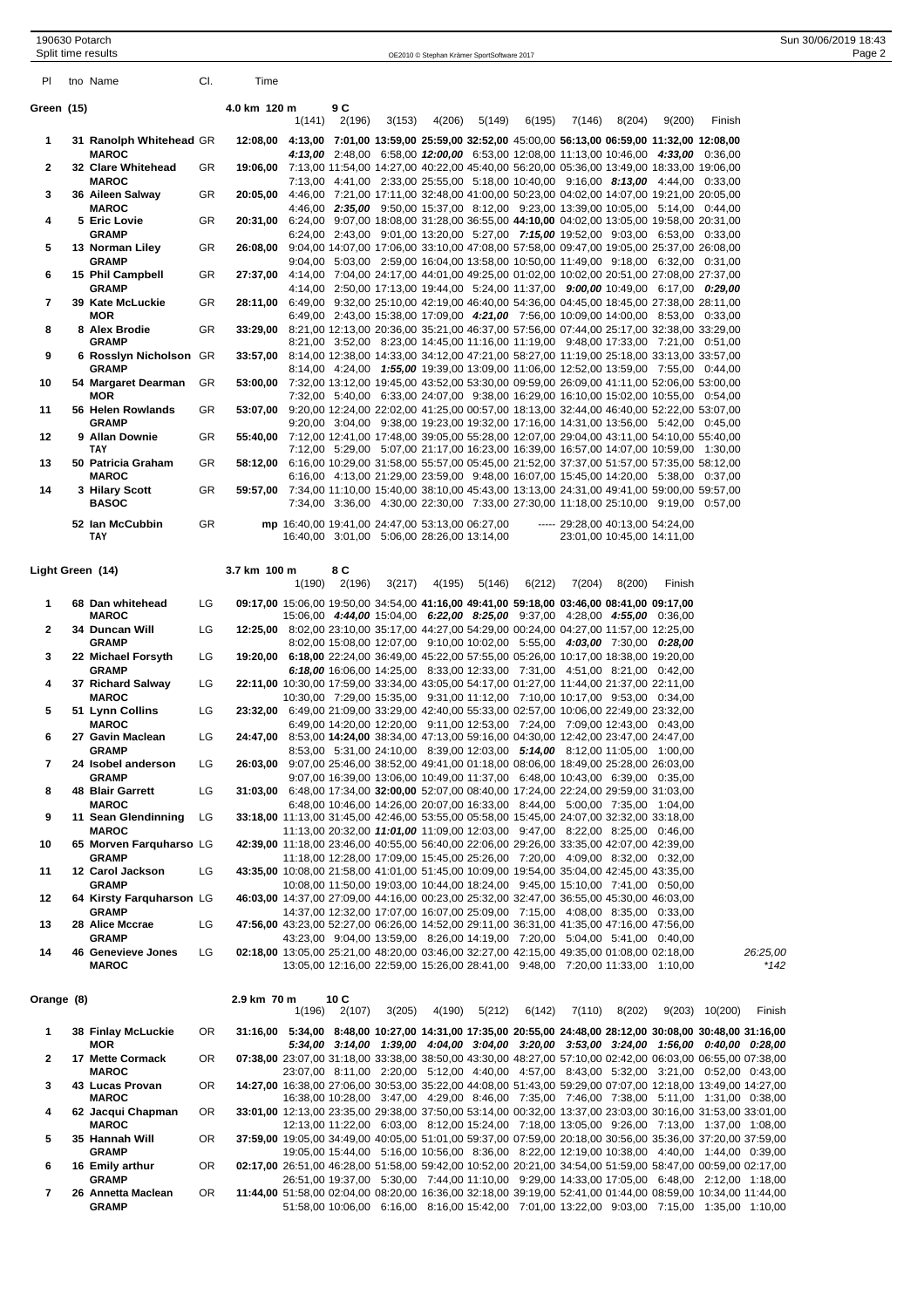190630 Potarch
Split time results

OE2010 © Stephan Krämer SportSoftware 2017

## Green (15)

4.0 km 120 m, 9 C

| Pl | tno | Name | Cl. | Time | 1(141) | 2(196) | 3(153) | 4(206) | 5(149) | 6(195) | 7(146) | 8(204) | 9(200) | Finish |
|---|---|---|---|---|---|---|---|---|---|---|---|---|---|---|
| 1 | 31 | **Ranolph Whitehead** | GR | **12:08,00** | **4:13,00** | **7:01,00** | **13:59,00** | **25:59,00** | **32:52,00** | 45:00,00 | **56:13,00** | **06:59,00** | **11:32,00** | **12:08,00** |
| | | **MAROC** | | | ***4:13,00*** | 2:48,00 | 6:58,00 | ***12:00,00*** | 6:53,00 | 12:08,00 | 11:13,00 | 10:46,00 | ***4:33,00*** | 0:36,00 |
| 2 | 32 | **Clare Whitehead** | GR | **19:06,00** | 7:13,00 | 11:54,00 | 14:27,00 | 40:22,00 | 45:40,00 | 56:20,00 | 05:36,00 | 13:49,00 | 18:33,00 | 19:06,00 |
| | | **MAROC** | | | 7:13,00 | 4:41,00 | 2:33,00 | 25:55,00 | 5:18,00 | 10:40,00 | 9:16,00 | ***8:13,00*** | 4:44,00 | 0:33,00 |
| 3 | 36 | **Aileen Salway** | GR | **20:05,00** | 4:46,00 | 7:21,00 | 17:11,00 | 32:48,00 | 41:00,00 | 50:23,00 | 04:02,00 | 14:07,00 | 19:21,00 | 20:05,00 |
| | | **MAROC** | | | 4:46,00 | ***2:35,00*** | 9:50,00 | 15:37,00 | 8:12,00 | 9:23,00 | 13:39,00 | 10:05,00 | 5:14,00 | 0:44,00 |
| 4 | 5 | **Eric Lovie** | GR | **20:31,00** | 6:24,00 | 9:07,00 | 18:08,00 | 31:28,00 | 36:55,00 | **44:10,00** | 04:02,00 | 13:05,00 | 19:58,00 | 20:31,00 |
| | | **GRAMP** | | | 6:24,00 | 2:43,00 | 9:01,00 | 13:20,00 | 5:27,00 | ***7:15,00*** | 19:52,00 | 9:03,00 | 6:53,00 | 0:33,00 |
| 5 | 13 | **Norman Liley** | GR | **26:08,00** | 9:04,00 | 14:07,00 | 17:06,00 | 33:10,00 | 47:08,00 | 57:58,00 | 09:47,00 | 19:05,00 | 25:37,00 | 26:08,00 |
| | | **GRAMP** | | | 9:04,00 | 5:03,00 | 2:59,00 | 16:04,00 | 13:58,00 | 10:50,00 | 11:49,00 | 9:18,00 | 6:32,00 | 0:31,00 |
| 6 | 15 | **Phil Campbell** | GR | **27:37,00** | 4:14,00 | 7:04,00 | 24:17,00 | 44:01,00 | 49:25,00 | 01:02,00 | 10:02,00 | 20:51,00 | 27:08,00 | 27:37,00 |
| | | **GRAMP** | | | 4:14,00 | 2:50,00 | 17:13,00 | 19:44,00 | 5:24,00 | 11:37,00 | ***9:00,00*** | 10:49,00 | 6:17,00 | ***0:29,00*** |
| 7 | 39 | **Kate McLuckie** | GR | **28:11,00** | 6:49,00 | 9:32,00 | 25:10,00 | 42:19,00 | 46:40,00 | 54:36,00 | 04:45,00 | 18:45,00 | 27:38,00 | 28:11,00 |
| | | **MOR** | | | 6:49,00 | 2:43,00 | 15:38,00 | 17:09,00 | ***4:21,00*** | 7:56,00 | 10:09,00 | 14:00,00 | 8:53,00 | 0:33,00 |
| 8 | 8 | **Alex Brodie** | GR | **33:29,00** | 8:21,00 | 12:13,00 | 20:36,00 | 35:21,00 | 46:37,00 | 57:56,00 | 07:44,00 | 25:17,00 | 32:38,00 | 33:29,00 |
| | | **GRAMP** | | | 8:21,00 | 3:52,00 | 8:23,00 | 14:45,00 | 11:16,00 | 11:19,00 | 9:48,00 | 17:33,00 | 7:21,00 | 0:51,00 |
| 9 | 6 | **Rosslyn Nicholson** | GR | **33:57,00** | 8:14,00 | 12:38,00 | 14:33,00 | 34:12,00 | 47:21,00 | 58:27,00 | 11:19,00 | 25:18,00 | 33:13,00 | 33:57,00 |
| | | **GRAMP** | | | 8:14,00 | 4:24,00 | ***1:55,00*** | 19:39,00 | 13:09,00 | 11:06,00 | 12:52,00 | 13:59,00 | 7:55,00 | 0:44,00 |
| 10 | 54 | **Margaret Dearman** | GR | **53:00,00** | 7:32,00 | 13:12,00 | 19:45,00 | 43:52,00 | 53:30,00 | 09:59,00 | 26:09,00 | 41:11,00 | 52:06,00 | 53:00,00 |
| | | **MOR** | | | 7:32,00 | 5:40,00 | 6:33,00 | 24:07,00 | 9:38,00 | 16:29,00 | 16:10,00 | 15:02,00 | 10:55,00 | 0:54,00 |
| 11 | 56 | **Helen Rowlands** | GR | **53:07,00** | 9:20,00 | 12:24,00 | 22:02,00 | 41:25,00 | 00:57,00 | 18:13,00 | 32:44,00 | 46:40,00 | 52:22,00 | 53:07,00 |
| | | **GRAMP** | | | 9:20,00 | 3:04,00 | 9:38,00 | 19:23,00 | 19:32,00 | 17:16,00 | 14:31,00 | 13:56,00 | 5:42,00 | 0:45,00 |
| 12 | 9 | **Allan Downie** | GR | **55:40,00** | 7:12,00 | 12:41,00 | 17:48,00 | 39:05,00 | 55:28,00 | 12:07,00 | 29:04,00 | 43:11,00 | 54:10,00 | 55:40,00 |
| | | **TAY** | | | 7:12,00 | 5:29,00 | 5:07,00 | 21:17,00 | 16:23,00 | 16:39,00 | 16:57,00 | 14:07,00 | 10:59,00 | 1:30,00 |
| 13 | 50 | **Patricia Graham** | GR | **58:12,00** | 6:16,00 | 10:29,00 | 31:58,00 | 55:57,00 | 05:45,00 | 21:52,00 | 37:37,00 | 51:57,00 | 57:35,00 | 58:12,00 |
| | | **MAROC** | | | 6:16,00 | 4:13,00 | 21:29,00 | 23:59,00 | 9:48,00 | 16:07,00 | 15:45,00 | 14:20,00 | 5:38,00 | 0:37,00 |
| 14 | 3 | **Hilary Scott** | GR | **59:57,00** | 7:34,00 | 11:10,00 | 15:40,00 | 38:10,00 | 45:43,00 | 13:13,00 | 24:31,00 | 49:41,00 | 59:00,00 | 59:57,00 |
| | | **BASOC** | | | 7:34,00 | 3:36,00 | 4:30,00 | 22:30,00 | 7:33,00 | 27:30,00 | 11:18,00 | 25:10,00 | 9:19,00 | 0:57,00 |
| | 52 | **Ian McCubbin** | GR | **mp** | 16:40,00 | 19:41,00 | 24:47,00 | 53:13,00 | 06:27,00 | ----- | 29:28,00 | 40:13,00 | 54:24,00 | |
| | | **TAY** | | | 16:40,00 | 3:01,00 | 5:06,00 | 28:26,00 | 13:14,00 | | 23:01,00 | 10:45,00 | 14:11,00 | |

## Light Green (14)

3.7 km 100 m, 8 C

| Pl | tno | Name | Cl. | Time | 1(190) | 2(196) | 3(217) | 4(195) | 5(146) | 6(212) | 7(204) | 8(200) | Finish | |
|---|---|---|---|---|---|---|---|---|---|---|---|---|---|---|
| 1 | 68 | **Dan whitehead** | LG | **09:17,00** | 15:06,00 | 19:50,00 | 34:54,00 | **41:16,00** | **49:41,00** | **59:18,00** | **03:46,00** | **08:41,00** | **09:17,00** | |
| | | **MAROC** | | | 15:06,00 | ***4:44,00*** | 15:04,00 | ***6:22,00*** | ***8:25,00*** | 9:37,00 | 4:28,00 | ***4:55,00*** | 0:36,00 | |
| 2 | 34 | **Duncan Will** | LG | **12:25,00** | 8:02,00 | 23:10,00 | 35:17,00 | 44:27,00 | 54:29,00 | 00:24,00 | 04:27,00 | 11:57,00 | 12:25,00 | |
| | | **GRAMP** | | | 8:02,00 | 15:08,00 | 12:07,00 | 9:10,00 | 10:02,00 | 5:55,00 | ***4:03,00*** | 7:30,00 | ***0:28,00*** | |
| 3 | 22 | **Michael Forsyth** | LG | **19:20,00** | **6:18,00** | 22:24,00 | 36:49,00 | 45:22,00 | 57:55,00 | 05:26,00 | 10:17,00 | 18:38,00 | 19:20,00 | |
| | | **GRAMP** | | | ***6:18,00*** | 16:06,00 | 14:25,00 | 8:33,00 | 12:33,00 | 7:31,00 | 4:51,00 | 8:21,00 | 0:42,00 | |
| 4 | 37 | **Richard Salway** | LG | **22:11,00** | 10:30,00 | 17:59,00 | 33:34,00 | 43:05,00 | 54:17,00 | 01:27,00 | 11:44,00 | 21:37,00 | 22:11,00 | |
| | | **MAROC** | | | 10:30,00 | 7:29,00 | 15:35,00 | 9:31,00 | 11:12,00 | 7:10,00 | 10:17,00 | 9:53,00 | 0:34,00 | |
| 5 | 51 | **Lynn Collins** | LG | **23:32,00** | 6:49,00 | 21:09,00 | 33:29,00 | 42:40,00 | 55:33,00 | 02:57,00 | 10:06,00 | 22:49,00 | 23:32,00 | |
| | | **MAROC** | | | 6:49,00 | 14:20,00 | 12:20,00 | 9:11,00 | 12:53,00 | 7:24,00 | 7:09,00 | 12:43,00 | 0:43,00 | |
| 6 | 27 | **Gavin Maclean** | LG | **24:47,00** | 8:53,00 | **14:24,00** | 38:34,00 | 47:13,00 | 59:16,00 | 04:30,00 | 12:42,00 | 23:47,00 | 24:47,00 | |
| | | **GRAMP** | | | 8:53,00 | 5:31,00 | 24:10,00 | 8:39,00 | 12:03,00 | ***5:14,00*** | 8:12,00 | 11:05,00 | 1:00,00 | |
| 7 | 24 | **Isobel anderson** | LG | **26:03,00** | 9:07,00 | 25:46,00 | 38:52,00 | 49:41,00 | 01:18,00 | 08:06,00 | 18:49,00 | 25:28,00 | 26:03,00 | |
| | | **GRAMP** | | | 9:07,00 | 16:39,00 | 13:06,00 | 10:49,00 | 11:37,00 | 6:48,00 | 10:43,00 | 6:39,00 | 0:35,00 | |
| 8 | 48 | **Blair Garrett** | LG | **31:03,00** | 6:48,00 | 17:34,00 | **32:00,00** | 52:07,00 | 08:40,00 | 17:24,00 | 22:24,00 | 29:59,00 | 31:03,00 | |
| | | **MAROC** | | | 6:48,00 | 10:46,00 | 14:26,00 | 20:07,00 | 16:33,00 | 8:44,00 | 5:00,00 | 7:35,00 | 1:04,00 | |
| 9 | 11 | **Sean Glendinning** | LG | **33:18,00** | 11:13,00 | 31:45,00 | 42:46,00 | 53:55,00 | 05:58,00 | 15:45,00 | 24:07,00 | 32:32,00 | 33:18,00 | |
| | | **MAROC** | | | 11:13,00 | 20:32,00 | ***11:01,00*** | 11:09,00 | 12:03,00 | 9:47,00 | 8:22,00 | 8:25,00 | 0:46,00 | |
| 10 | 65 | **Morven Farquharso** | LG | **42:39,00** | 11:18,00 | 23:46,00 | 40:55,00 | 56:40,00 | 22:06,00 | 29:26,00 | 33:35,00 | 42:07,00 | 42:39,00 | |
| | | **GRAMP** | | | 11:18,00 | 12:28,00 | 17:09,00 | 15:45,00 | 25:26,00 | 7:20,00 | 4:09,00 | 8:32,00 | 0:32,00 | |
| 11 | 12 | **Carol Jackson** | LG | **43:35,00** | 10:08,00 | 21:58,00 | 41:01,00 | 51:45,00 | 10:09,00 | 19:54,00 | 35:04,00 | 42:45,00 | 43:35,00 | |
| | | **GRAMP** | | | 10:08,00 | 11:50,00 | 19:03,00 | 10:44,00 | 18:24,00 | 9:45,00 | 15:10,00 | 7:41,00 | 0:50,00 | |
| 12 | 64 | **Kirsty Farquharson** | LG | **46:03,00** | 14:37,00 | 27:09,00 | 44:16,00 | 00:23,00 | 25:32,00 | 32:47,00 | 36:55,00 | 45:30,00 | 46:03,00 | |
| | | **GRAMP** | | | 14:37,00 | 12:32,00 | 17:07,00 | 16:07,00 | 25:09,00 | 7:15,00 | 4:08,00 | 8:35,00 | 0:33,00 | |
| 13 | 28 | **Alice Mccrae** | LG | **47:56,00** | 43:23,00 | 52:27,00 | 06:26,00 | 14:52,00 | 29:11,00 | 36:31,00 | 41:35,00 | 47:16,00 | 47:56,00 | |
| | | **GRAMP** | | | 43:23,00 | 9:04,00 | 13:59,00 | 8:26,00 | 14:19,00 | 7:20,00 | 5:04,00 | 5:41,00 | 0:40,00 | |
| 14 | 46 | **Genevieve Jones** | LG | **02:18,00** | 13:05,00 | 25:21,00 | 48:20,00 | 03:46,00 | 32:27,00 | 42:15,00 | 49:35,00 | 01:08,00 | 02:18,00 | *26:25,00* |
| | | **MAROC** | | | 13:05,00 | 12:16,00 | 22:59,00 | 15:26,00 | 28:41,00 | 9:48,00 | 7:20,00 | 11:33,00 | 1:10,00 | *\*142* |

## Orange (8)

2.9 km 70 m, 10 C

| Pl | tno | Name | Cl. | Time | 1(196) | 2(107) | 3(205) | 4(190) | 5(212) | 6(142) | 7(110) | 8(202) | 9(203) | 10(200) | Finish |
|---|---|---|---|---|---|---|---|---|---|---|---|---|---|---|---|
| 1 | 38 | **Finlay McLuckie** | OR | **31:16,00** | **5:34,00** | **8:48,00** | **10:27,00** | **14:31,00** | **17:35,00** | **20:55,00** | **24:48,00** | **28:12,00** | **30:08,00** | **30:48,00** | **31:16,00** |
| | | **MOR** | | | ***5:34,00*** | ***3:14,00*** | ***1:39,00*** | ***4:04,00*** | ***3:04,00*** | ***3:20,00*** | ***3:53,00*** | ***3:24,00*** | ***1:56,00*** | ***0:40,00*** | ***0:28,00*** |
| 2 | 17 | **Mette Cormack** | OR | **07:38,00** | 23:07,00 | 31:18,00 | 33:38,00 | 38:50,00 | 43:30,00 | 48:27,00 | 57:10,00 | 02:42,00 | 06:03,00 | 06:55,00 | 07:38,00 |
| | | **MAROC** | | | 23:07,00 | 8:11,00 | 2:20,00 | 5:12,00 | 4:40,00 | 4:57,00 | 8:43,00 | 5:32,00 | 3:21,00 | 0:52,00 | 0:43,00 |
| 3 | 43 | **Lucas Provan** | OR | **14:27,00** | 16:38,00 | 27:06,00 | 30:53,00 | 35:22,00 | 44:08,00 | 51:43,00 | 59:29,00 | 07:07,00 | 12:18,00 | 13:49,00 | 14:27,00 |
| | | **MAROC** | | | 16:38,00 | 10:28,00 | 3:47,00 | 4:29,00 | 8:46,00 | 7:35,00 | 7:46,00 | 7:38,00 | 5:11,00 | 1:31,00 | 0:38,00 |
| 4 | 62 | **Jacqui Chapman** | OR | **33:01,00** | 12:13,00 | 23:35,00 | 29:38,00 | 37:50,00 | 53:14,00 | 00:32,00 | 13:37,00 | 23:03,00 | 30:16,00 | 31:53,00 | 33:01,00 |
| | | **MAROC** | | | 12:13,00 | 11:22,00 | 6:03,00 | 8:12,00 | 15:24,00 | 7:18,00 | 13:05,00 | 9:26,00 | 7:13,00 | 1:37,00 | 1:08,00 |
| 5 | 35 | **Hannah Will** | OR | **37:59,00** | 19:05,00 | 34:49,00 | 40:05,00 | 51:01,00 | 59:37,00 | 07:59,00 | 20:18,00 | 30:56,00 | 35:36,00 | 37:20,00 | 37:59,00 |
| | | **GRAMP** | | | 19:05,00 | 15:44,00 | 5:16,00 | 10:56,00 | 8:36,00 | 8:22,00 | 12:19,00 | 10:38,00 | 4:40,00 | 1:44,00 | 0:39,00 |
| 6 | 16 | **Emily arthur** | OR | **02:17,00** | 26:51,00 | 46:28,00 | 51:58,00 | 59:42,00 | 10:52,00 | 20:21,00 | 34:54,00 | 51:59,00 | 58:47,00 | 00:59,00 | 02:17,00 |
| | | **GRAMP** | | | 26:51,00 | 19:37,00 | 5:30,00 | 7:44,00 | 11:10,00 | 9:29,00 | 14:33,00 | 17:05,00 | 6:48,00 | 2:12,00 | 1:18,00 |
| 7 | 26 | **Annetta Maclean** | OR | **11:44,00** | 51:58,00 | 02:04,00 | 08:20,00 | 16:36,00 | 32:18,00 | 39:19,00 | 52:41,00 | 01:44,00 | 08:59,00 | 10:34,00 | 11:44,00 |
| | | **GRAMP** | | | 51:58,00 | 10:06,00 | 6:16,00 | 8:16,00 | 15:42,00 | 7:01,00 | 13:22,00 | 9:03,00 | 7:15,00 | 1:35,00 | 1:10,00 |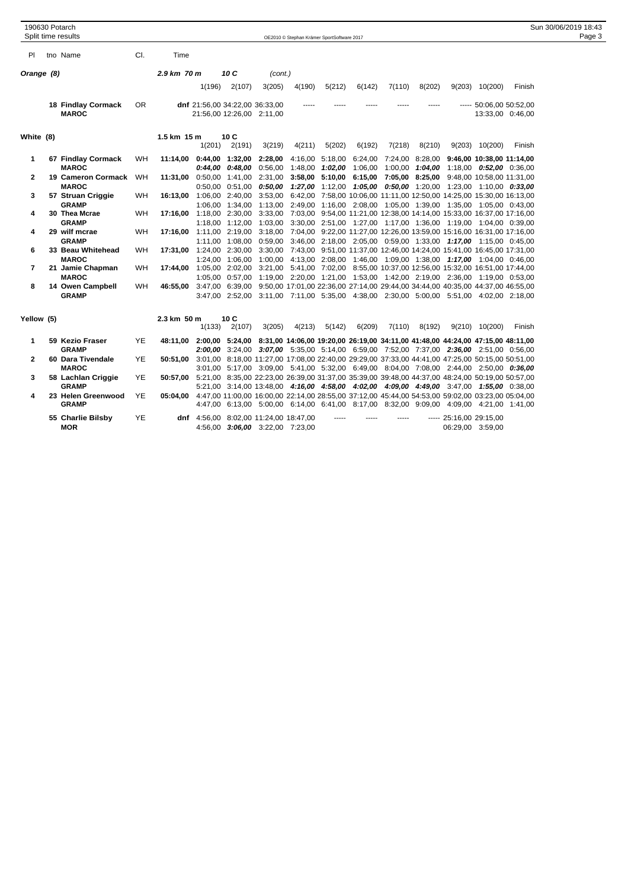190630 Potarch
Split time results

| Pl | tno Name | Cl. | Time | | | | | | | | | | | |
|---|---|---|---|---|---|---|---|---|---|---|---|---|---|---|
| **Orange (8)** | | | ***2.9 km 70 m*** | | ***10 C*** | *(cont.)* | | | | | | | | |
| | | | | 1(196) | 2(107) | 3(205) | 4(190) | 5(212) | 6(142) | 7(110) | 8(202) | 9(203) | 10(200) | Finish |
| | **18 Findlay Cormack** | OR | **dnf** | 21:56,00 | 34:22,00 | 36:33,00 | ----- | ----- | ----- | ----- | ----- | ----- | 50:06,00 | 50:52,00 |
| | **MAROC** | | | 21:56,00 | 12:26,00 | 2:11,00 | | | | | | | 13:33,00 | 0:46,00 |
| **White (8)** | | | **1.5 km 15 m** | | **10 C** | | | | | | | | | |
| | | | | 1(201) | 2(191) | 3(219) | 4(211) | 5(202) | 6(192) | 7(218) | 8(210) | 9(203) | 10(200) | Finish |
| **1** | **67 Findlay Cormack** | WH | **11:14,00** | **0:44,00** | **1:32,00** | **2:28,00** | 4:16,00 | 5:18,00 | 6:24,00 | 7:24,00 | 8:28,00 | **9:46,00** | **10:38,00** | **11:14,00** |
| | **MAROC** | | | ***0:44,00*** | ***0:48,00*** | 0:56,00 | 1:48,00 | ***1:02,00*** | 1:06,00 | 1:00,00 | ***1:04,00*** | 1:18,00 | ***0:52,00*** | 0:36,00 |
| **2** | **19 Cameron Cormack** | WH | **11:31,00** | 0:50,00 | 1:41,00 | 2:31,00 | **3:58,00** | **5:10,00** | **6:15,00** | **7:05,00** | **8:25,00** | 9:48,00 | 10:58,00 | 11:31,00 |
| | **MAROC** | | | 0:50,00 | 0:51,00 | ***0:50,00*** | ***1:27,00*** | 1:12,00 | ***1:05,00*** | ***0:50,00*** | 1:20,00 | 1:23,00 | 1:10,00 | ***0:33,00*** |
| **3** | **57 Struan Criggie** | WH | **16:13,00** | 1:06,00 | 2:40,00 | 3:53,00 | 6:42,00 | 7:58,00 | 10:06,00 | 11:11,00 | 12:50,00 | 14:25,00 | 15:30,00 | 16:13,00 |
| | **GRAMP** | | | 1:06,00 | 1:34,00 | 1:13,00 | 2:49,00 | 1:16,00 | 2:08,00 | 1:05,00 | 1:39,00 | 1:35,00 | 1:05,00 | 0:43,00 |
| **4** | **30 Thea Mcrae** | WH | **17:16,00** | 1:18,00 | 2:30,00 | 3:33,00 | 7:03,00 | 9:54,00 | 11:21,00 | 12:38,00 | 14:14,00 | 15:33,00 | 16:37,00 | 17:16,00 |
| | **GRAMP** | | | 1:18,00 | 1:12,00 | 1:03,00 | 3:30,00 | 2:51,00 | 1:27,00 | 1:17,00 | 1:36,00 | 1:19,00 | 1:04,00 | 0:39,00 |
| **4** | **29 wilf mcrae** | WH | **17:16,00** | 1:11,00 | 2:19,00 | 3:18,00 | 7:04,00 | 9:22,00 | 11:27,00 | 12:26,00 | 13:59,00 | 15:16,00 | 16:31,00 | 17:16,00 |
| | **GRAMP** | | | 1:11,00 | 1:08,00 | 0:59,00 | 3:46,00 | 2:18,00 | 2:05,00 | 0:59,00 | 1:33,00 | ***1:17,00*** | 1:15,00 | 0:45,00 |
| **6** | **33 Beau Whitehead** | WH | **17:31,00** | 1:24,00 | 2:30,00 | 3:30,00 | 7:43,00 | 9:51,00 | 11:37,00 | 12:46,00 | 14:24,00 | 15:41,00 | 16:45,00 | 17:31,00 |
| | **MAROC** | | | 1:24,00 | 1:06,00 | 1:00,00 | 4:13,00 | 2:08,00 | 1:46,00 | 1:09,00 | 1:38,00 | ***1:17,00*** | 1:04,00 | 0:46,00 |
| **7** | **21 Jamie Chapman** | WH | **17:44,00** | 1:05,00 | 2:02,00 | 3:21,00 | 5:41,00 | 7:02,00 | 8:55,00 | 10:37,00 | 12:56,00 | 15:32,00 | 16:51,00 | 17:44,00 |
| | **MAROC** | | | 1:05,00 | 0:57,00 | 1:19,00 | 2:20,00 | 1:21,00 | 1:53,00 | 1:42,00 | 2:19,00 | 2:36,00 | 1:19,00 | 0:53,00 |
| **8** | **14 Owen Campbell** | WH | **46:55,00** | 3:47,00 | 6:39,00 | 9:50,00 | 17:01,00 | 22:36,00 | 27:14,00 | 29:44,00 | 34:44,00 | 40:35,00 | 44:37,00 | 46:55,00 |
| | **GRAMP** | | | 3:47,00 | 2:52,00 | 3:11,00 | 7:11,00 | 5:35,00 | 4:38,00 | 2:30,00 | 5:00,00 | 5:51,00 | 4:02,00 | 2:18,00 |
| **Yellow (5)** | | | **2.3 km 50 m** | | **10 C** | | | | | | | | | |
| | | | | 1(133) | 2(107) | 3(205) | 4(213) | 5(142) | 6(209) | 7(110) | 8(192) | 9(210) | 10(200) | Finish |
| **1** | **59 Kezio Fraser** | YE | **48:11,00** | **2:00,00** | **5:24,00** | **8:31,00** | **14:06,00** | **19:20,00** | **26:19,00** | **34:11,00** | **41:48,00** | **44:24,00** | **47:15,00** | **48:11,00** |
| | **GRAMP** | | | ***2:00,00*** | 3:24,00 | ***3:07,00*** | 5:35,00 | 5:14,00 | 6:59,00 | 7:52,00 | 7:37,00 | ***2:36,00*** | 2:51,00 | 0:56,00 |
| **2** | **60 Dara Tivendale** | YE | **50:51,00** | 3:01,00 | 8:18,00 | 11:27,00 | 17:08,00 | 22:40,00 | 29:29,00 | 37:33,00 | 44:41,00 | 47:25,00 | 50:15,00 | 50:51,00 |
| | **MAROC** | | | 3:01,00 | 5:17,00 | 3:09,00 | 5:41,00 | 5:32,00 | 6:49,00 | 8:04,00 | 7:08,00 | 2:44,00 | 2:50,00 | ***0:36,00*** |
| **3** | **58 Lachlan Criggie** | YE | **50:57,00** | 5:21,00 | 8:35,00 | 22:23,00 | 26:39,00 | 31:37,00 | 35:39,00 | 39:48,00 | 44:37,00 | 48:24,00 | 50:19,00 | 50:57,00 |
| | **GRAMP** | | | 5:21,00 | 3:14,00 | 13:48,00 | ***4:16,00*** | ***4:58,00*** | ***4:02,00*** | ***4:09,00*** | ***4:49,00*** | 3:47,00 | ***1:55,00*** | 0:38,00 |
| **4** | **23 Helen Greenwood** | YE | **05:04,00** | 4:47,00 | 11:00,00 | 16:00,00 | 22:14,00 | 28:55,00 | 37:12,00 | 45:44,00 | 54:53,00 | 59:02,00 | 03:23,00 | 05:04,00 |
| | **GRAMP** | | | 4:47,00 | 6:13,00 | 5:00,00 | 6:14,00 | 6:41,00 | 8:17,00 | 8:32,00 | 9:09,00 | 4:09,00 | 4:21,00 | 1:41,00 |
| | **55 Charlie Bilsby** | YE | **dnf** | 4:56,00 | 8:02,00 | 11:24,00 | 18:47,00 | ----- | ----- | ----- | ----- | 25:16,00 | 29:15,00 | |
| | **MOR** | | | 4:56,00 | ***3:06,00*** | 3:22,00 | 7:23,00 | | | | | 06:29,00 | 3:59,00 | |